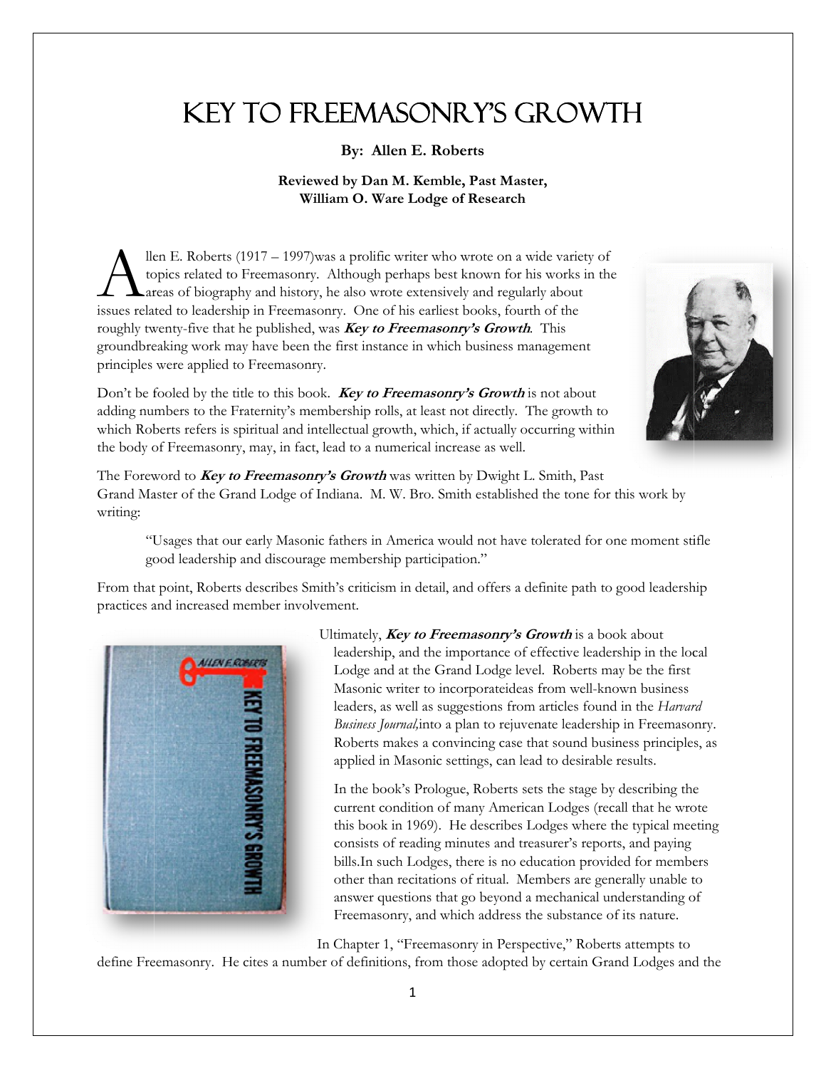# KEY TO FREEMASONRY'S GROWTH

**By: Allen E. Roberts**

**Reviewed by Dan M. Kemble, Past Master, William O. Ware Lodge of Research**

Allen E. Roberts (1917 – 1997)was a prolific writer who wrote on a wide variety of topics related to Freemasonry. Although perhaps best known for his works in the areas of biography and history, he also wrote extensively and regularly about issues related to leadership in Freemasonry. One of his earliest books, fourth of the roughly twenty-five that he published, was ***Key to Freemasonry's Growth***. This groundbreaking work may have been the first instance in which business management principles were applied to Freemasonry.

Don't be fooled by the title to this book. ***Key to Freemasonry's Growth*** is not about adding numbers to the Fraternity's membership rolls, at least not directly. The growth to which Roberts refers is spiritual and intellectual growth, which, if actually occurring within the body of Freemasonry, may, in fact, lead to a numerical increase as well.

The Foreword to ***Key to Freemasonry's Growth*** was written by Dwight L. Smith, Past Grand Master of the Grand Lodge of Indiana. M. W. Bro. Smith established the tone for this work by writing:

> "Usages that our early Masonic fathers in America would not have tolerated for one moment stifle good leadership and discourage membership participation."

From that point, Roberts describes Smith's criticism in detail, and offers a definite path to good leadership practices and increased member involvement.

Ultimately, ***Key to Freemasonry's Growth*** is a book about leadership, and the importance of effective leadership in the local Lodge and at the Grand Lodge level. Roberts may be the first Masonic writer to incorporateideas from well-known business leaders, as well as suggestions from articles found in the *Harvard Business Journal,*into a plan to rejuvenate leadership in Freemasonry. Roberts makes a convincing case that sound business principles, as applied in Masonic settings, can lead to desirable results.

In the book's Prologue, Roberts sets the stage by describing the current condition of many American Lodges (recall that he wrote this book in 1969). He describes Lodges where the typical meeting consists of reading minutes and treasurer's reports, and paying bills.In such Lodges, there is no education provided for members other than recitations of ritual. Members are generally unable to answer questions that go beyond a mechanical understanding of Freemasonry, and which address the substance of its nature.

In Chapter 1, "Freemasonry in Perspective," Roberts attempts to define Freemasonry. He cites a number of definitions, from those adopted by certain Grand Lodges and the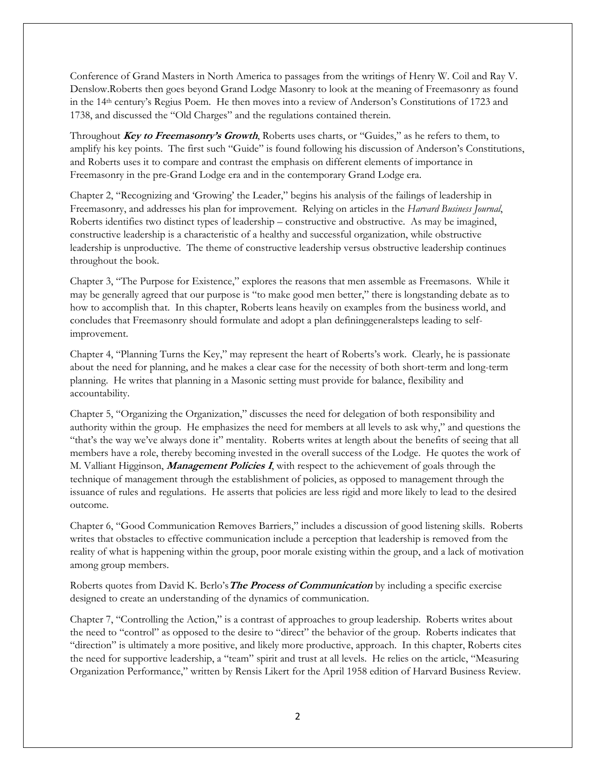Conference of Grand Masters in North America to passages from the writings of Henry W. Coil and Ray V. Denslow.Roberts then goes beyond Grand Lodge Masonry to look at the meaning of Freemasonry as found in the 14th century's Regius Poem. He then moves into a review of Anderson's Constitutions of 1723 and 1738, and discussed the "Old Charges" and the regulations contained therein.

Throughout ***Key to Freemasonry's Growth***, Roberts uses charts, or "Guides," as he refers to them, to amplify his key points. The first such "Guide" is found following his discussion of Anderson's Constitutions, and Roberts uses it to compare and contrast the emphasis on different elements of importance in Freemasonry in the pre-Grand Lodge era and in the contemporary Grand Lodge era.

Chapter 2, "Recognizing and 'Growing' the Leader," begins his analysis of the failings of leadership in Freemasonry, and addresses his plan for improvement. Relying on articles in the *Harvard Business Journal*, Roberts identifies two distinct types of leadership – constructive and obstructive. As may be imagined, constructive leadership is a characteristic of a healthy and successful organization, while obstructive leadership is unproductive. The theme of constructive leadership versus obstructive leadership continues throughout the book.

Chapter 3, "The Purpose for Existence," explores the reasons that men assemble as Freemasons. While it may be generally agreed that our purpose is "to make good men better," there is longstanding debate as to how to accomplish that. In this chapter, Roberts leans heavily on examples from the business world, and concludes that Freemasonry should formulate and adopt a plan defininggeneralsteps leading to self-improvement.

Chapter 4, "Planning Turns the Key," may represent the heart of Roberts's work. Clearly, he is passionate about the need for planning, and he makes a clear case for the necessity of both short-term and long-term planning. He writes that planning in a Masonic setting must provide for balance, flexibility and accountability.

Chapter 5, "Organizing the Organization," discusses the need for delegation of both responsibility and authority within the group. He emphasizes the need for members at all levels to ask why," and questions the "that's the way we've always done it" mentality. Roberts writes at length about the benefits of seeing that all members have a role, thereby becoming invested in the overall success of the Lodge. He quotes the work of M. Valliant Higginson, ***Management Policies I***, with respect to the achievement of goals through the technique of management through the establishment of policies, as opposed to management through the issuance of rules and regulations. He asserts that policies are less rigid and more likely to lead to the desired outcome.

Chapter 6, "Good Communication Removes Barriers," includes a discussion of good listening skills. Roberts writes that obstacles to effective communication include a perception that leadership is removed from the reality of what is happening within the group, poor morale existing within the group, and a lack of motivation among group members.

Roberts quotes from David K. Berlo's ***The Process of Communication*** by including a specific exercise designed to create an understanding of the dynamics of communication.

Chapter 7, "Controlling the Action," is a contrast of approaches to group leadership. Roberts writes about the need to "control" as opposed to the desire to "direct" the behavior of the group. Roberts indicates that "direction" is ultimately a more positive, and likely more productive, approach. In this chapter, Roberts cites the need for supportive leadership, a "team" spirit and trust at all levels. He relies on the article, "Measuring Organization Performance," written by Rensis Likert for the April 1958 edition of Harvard Business Review.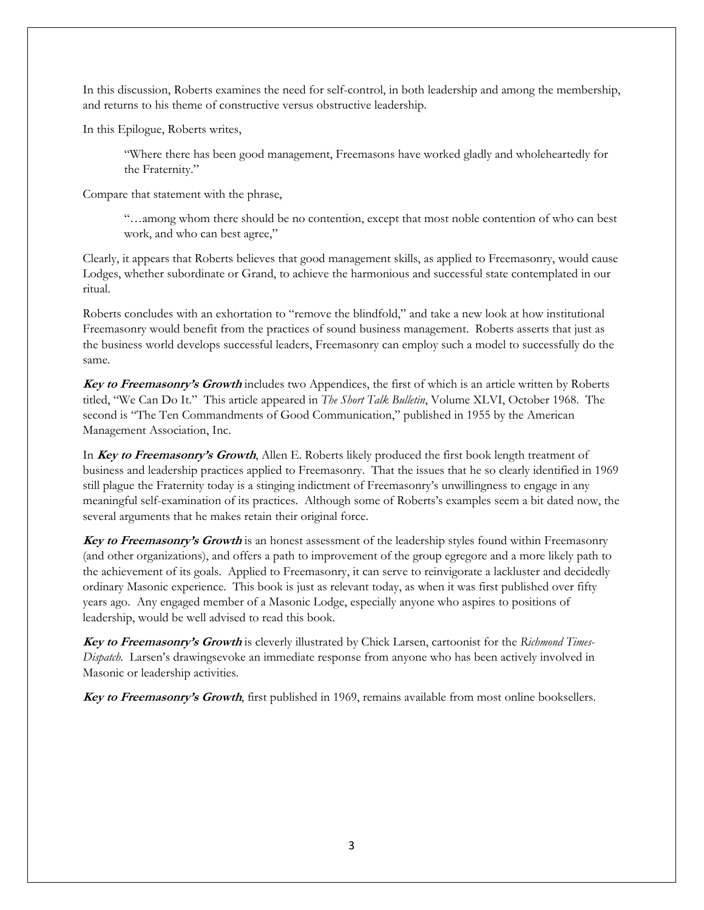In this discussion, Roberts examines the need for self-control, in both leadership and among the membership, and returns to his theme of constructive versus obstructive leadership.

In this Epilogue, Roberts writes,

> "Where there has been good management, Freemasons have worked gladly and wholeheartedly for the Fraternity."

Compare that statement with the phrase,

> "…among whom there should be no contention, except that most noble contention of who can best work, and who can best agree,"

Clearly, it appears that Roberts believes that good management skills, as applied to Freemasonry, would cause Lodges, whether subordinate or Grand, to achieve the harmonious and successful state contemplated in our ritual.

Roberts concludes with an exhortation to "remove the blindfold," and take a new look at how institutional Freemasonry would benefit from the practices of sound business management. Roberts asserts that just as the business world develops successful leaders, Freemasonry can employ such a model to successfully do the same.

***Key to Freemasonry's Growth*** includes two Appendices, the first of which is an article written by Roberts titled, "We Can Do It." This article appeared in *The Short Talk Bulletin*, Volume XLVI, October 1968. The second is "The Ten Commandments of Good Communication," published in 1955 by the American Management Association, Inc.

In ***Key to Freemasonry's Growth***, Allen E. Roberts likely produced the first book length treatment of business and leadership practices applied to Freemasonry. That the issues that he so clearly identified in 1969 still plague the Fraternity today is a stinging indictment of Freemasonry's unwillingness to engage in any meaningful self-examination of its practices. Although some of Roberts's examples seem a bit dated now, the several arguments that he makes retain their original force.

***Key to Freemasonry's Growth*** is an honest assessment of the leadership styles found within Freemasonry (and other organizations), and offers a path to improvement of the group egregore and a more likely path to the achievement of its goals. Applied to Freemasonry, it can serve to reinvigorate a lackluster and decidedly ordinary Masonic experience. This book is just as relevant today, as when it was first published over fifty years ago. Any engaged member of a Masonic Lodge, especially anyone who aspires to positions of leadership, would be well advised to read this book.

***Key to Freemasonry's Growth*** is cleverly illustrated by Chick Larsen, cartoonist for the *Richmond Times-Dispatch*. Larsen's drawingsevoke an immediate response from anyone who has been actively involved in Masonic or leadership activities.

***Key to Freemasonry's Growth***, first published in 1969, remains available from most online booksellers.